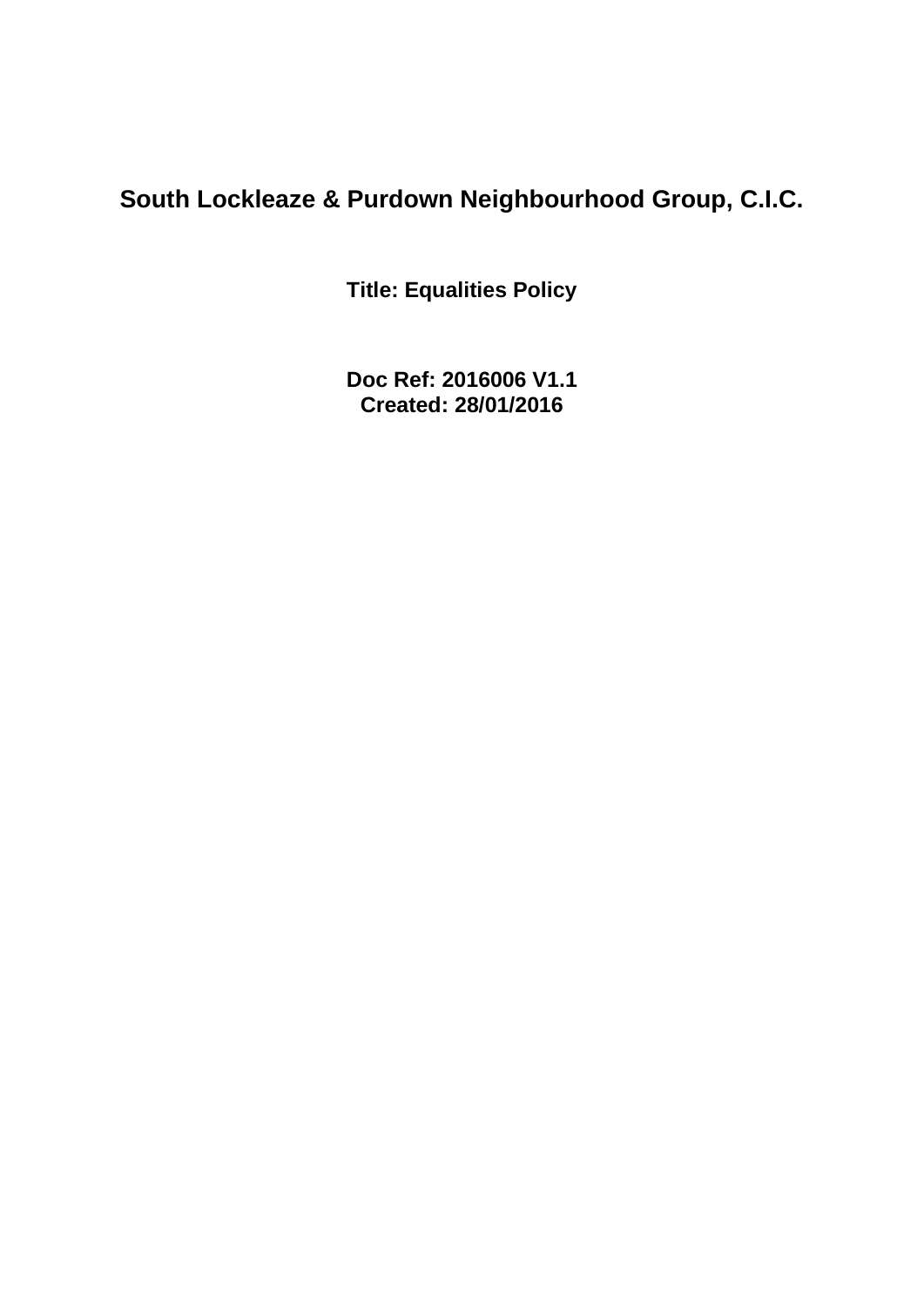# South Lockleaze & Purdown Neighbourhood Group, C.I.C.

**Title: Equalities Policy**

**Doc Ref: 2016006 V1.1**
**Created: 28/01/2016**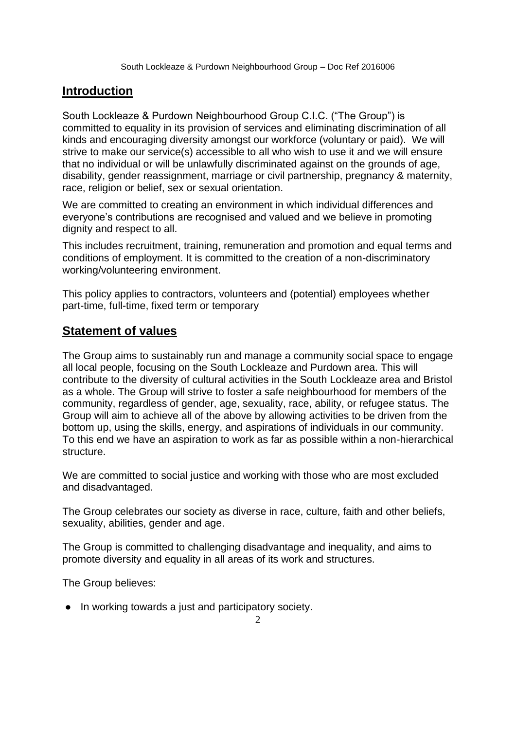## Introduction

South Lockleaze & Purdown Neighbourhood Group C.I.C. ("The Group") is committed to equality in its provision of services and eliminating discrimination of all kinds and encouraging diversity amongst our workforce (voluntary or paid). We will strive to make our service(s) accessible to all who wish to use it and we will ensure that no individual or will be unlawfully discriminated against on the grounds of age, disability, gender reassignment, marriage or civil partnership, pregnancy & maternity, race, religion or belief, sex or sexual orientation.

We are committed to creating an environment in which individual differences and everyone's contributions are recognised and valued and we believe in promoting dignity and respect to all.

This includes recruitment, training, remuneration and promotion and equal terms and conditions of employment. It is committed to the creation of a non-discriminatory working/volunteering environment.

This policy applies to contractors, volunteers and (potential) employees whether part-time, full-time, fixed term or temporary

## Statement of values

The Group aims to sustainably run and manage a community social space to engage all local people, focusing on the South Lockleaze and Purdown area. This will contribute to the diversity of cultural activities in the South Lockleaze area and Bristol as a whole. The Group will strive to foster a safe neighbourhood for members of the community, regardless of gender, age, sexuality, race, ability, or refugee status. The Group will aim to achieve all of the above by allowing activities to be driven from the bottom up, using the skills, energy, and aspirations of individuals in our community. To this end we have an aspiration to work as far as possible within a non-hierarchical structure.

We are committed to social justice and working with those who are most excluded and disadvantaged.

The Group celebrates our society as diverse in race, culture, faith and other beliefs, sexuality, abilities, gender and age.

The Group is committed to challenging disadvantage and inequality, and aims to promote diversity and equality in all areas of its work and structures.

The Group believes:

- In working towards a just and participatory society.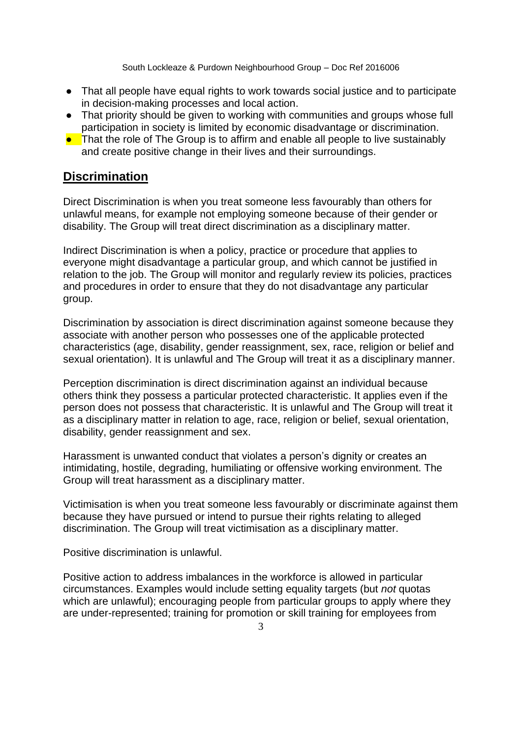- That all people have equal rights to work towards social justice and to participate in decision-making processes and local action.
- That priority should be given to working with communities and groups whose full participation in society is limited by economic disadvantage or discrimination.
- That the role of The Group is to affirm and enable all people to live sustainably and create positive change in their lives and their surroundings.

## **Discrimination**

Direct Discrimination is when you treat someone less favourably than others for unlawful means, for example not employing someone because of their gender or disability. The Group will treat direct discrimination as a disciplinary matter.

Indirect Discrimination is when a policy, practice or procedure that applies to everyone might disadvantage a particular group, and which cannot be justified in relation to the job. The Group will monitor and regularly review its policies, practices and procedures in order to ensure that they do not disadvantage any particular group.

Discrimination by association is direct discrimination against someone because they associate with another person who possesses one of the applicable protected characteristics (age, disability, gender reassignment, sex, race, religion or belief and sexual orientation). It is unlawful and The Group will treat it as a disciplinary manner.

Perception discrimination is direct discrimination against an individual because others think they possess a particular protected characteristic. It applies even if the person does not possess that characteristic. It is unlawful and The Group will treat it as a disciplinary matter in relation to age, race, religion or belief, sexual orientation, disability, gender reassignment and sex.

Harassment is unwanted conduct that violates a person's dignity or creates an intimidating, hostile, degrading, humiliating or offensive working environment. The Group will treat harassment as a disciplinary matter.

Victimisation is when you treat someone less favourably or discriminate against them because they have pursued or intend to pursue their rights relating to alleged discrimination. The Group will treat victimisation as a disciplinary matter.

Positive discrimination is unlawful.

Positive action to address imbalances in the workforce is allowed in particular circumstances. Examples would include setting equality targets (but *not* quotas which are unlawful); encouraging people from particular groups to apply where they are under-represented; training for promotion or skill training for employees from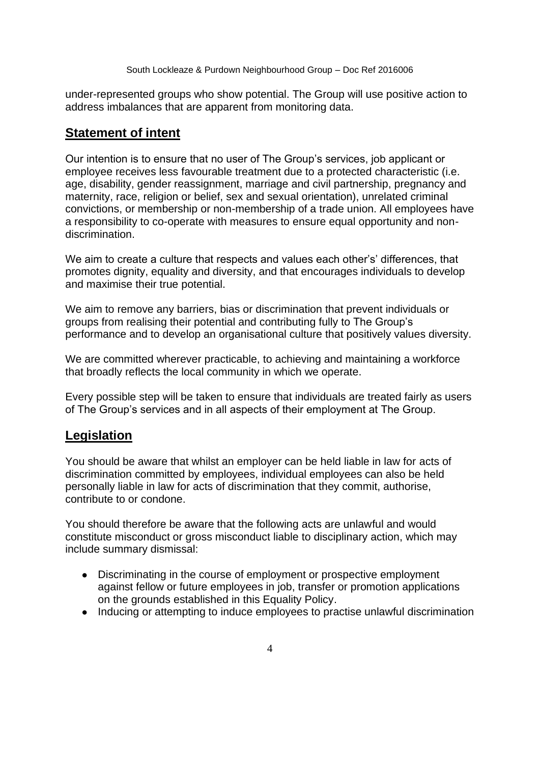under-represented groups who show potential. The Group will use positive action to address imbalances that are apparent from monitoring data.

## Statement of intent

Our intention is to ensure that no user of The Group's services, job applicant or employee receives less favourable treatment due to a protected characteristic (i.e. age, disability, gender reassignment, marriage and civil partnership, pregnancy and maternity, race, religion or belief, sex and sexual orientation), unrelated criminal convictions, or membership or non-membership of a trade union. All employees have a responsibility to co-operate with measures to ensure equal opportunity and non-discrimination.

We aim to create a culture that respects and values each other's' differences, that promotes dignity, equality and diversity, and that encourages individuals to develop and maximise their true potential.

We aim to remove any barriers, bias or discrimination that prevent individuals or groups from realising their potential and contributing fully to The Group's performance and to develop an organisational culture that positively values diversity.

We are committed wherever practicable, to achieving and maintaining a workforce that broadly reflects the local community in which we operate.

Every possible step will be taken to ensure that individuals are treated fairly as users of The Group's services and in all aspects of their employment at The Group.

## Legislation

You should be aware that whilst an employer can be held liable in law for acts of discrimination committed by employees, individual employees can also be held personally liable in law for acts of discrimination that they commit, authorise, contribute to or condone.

You should therefore be aware that the following acts are unlawful and would constitute misconduct or gross misconduct liable to disciplinary action, which may include summary dismissal:

- Discriminating in the course of employment or prospective employment against fellow or future employees in job, transfer or promotion applications on the grounds established in this Equality Policy.
- Inducing or attempting to induce employees to practise unlawful discrimination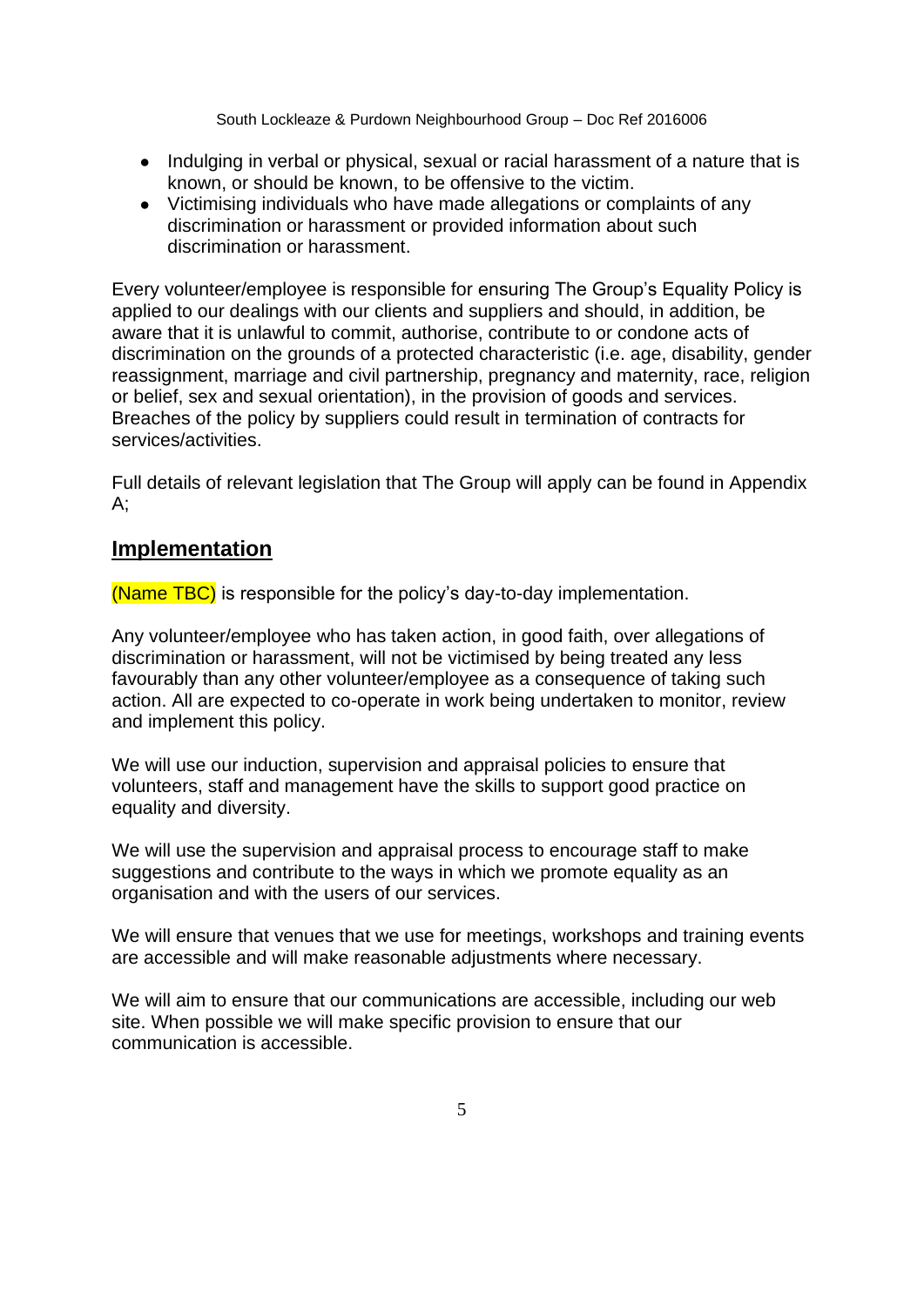- Indulging in verbal or physical, sexual or racial harassment of a nature that is known, or should be known, to be offensive to the victim.
- Victimising individuals who have made allegations or complaints of any discrimination or harassment or provided information about such discrimination or harassment.

Every volunteer/employee is responsible for ensuring The Group's Equality Policy is applied to our dealings with our clients and suppliers and should, in addition, be aware that it is unlawful to commit, authorise, contribute to or condone acts of discrimination on the grounds of a protected characteristic (i.e. age, disability, gender reassignment, marriage and civil partnership, pregnancy and maternity, race, religion or belief, sex and sexual orientation), in the provision of goods and services. Breaches of the policy by suppliers could result in termination of contracts for services/activities.

Full details of relevant legislation that The Group will apply can be found in Appendix A;

## Implementation

(Name TBC) is responsible for the policy's day-to-day implementation.

Any volunteer/employee who has taken action, in good faith, over allegations of discrimination or harassment, will not be victimised by being treated any less favourably than any other volunteer/employee as a consequence of taking such action. All are expected to co-operate in work being undertaken to monitor, review and implement this policy.

We will use our induction, supervision and appraisal policies to ensure that volunteers, staff and management have the skills to support good practice on equality and diversity.

We will use the supervision and appraisal process to encourage staff to make suggestions and contribute to the ways in which we promote equality as an organisation and with the users of our services.

We will ensure that venues that we use for meetings, workshops and training events are accessible and will make reasonable adjustments where necessary.

We will aim to ensure that our communications are accessible, including our web site. When possible we will make specific provision to ensure that our communication is accessible.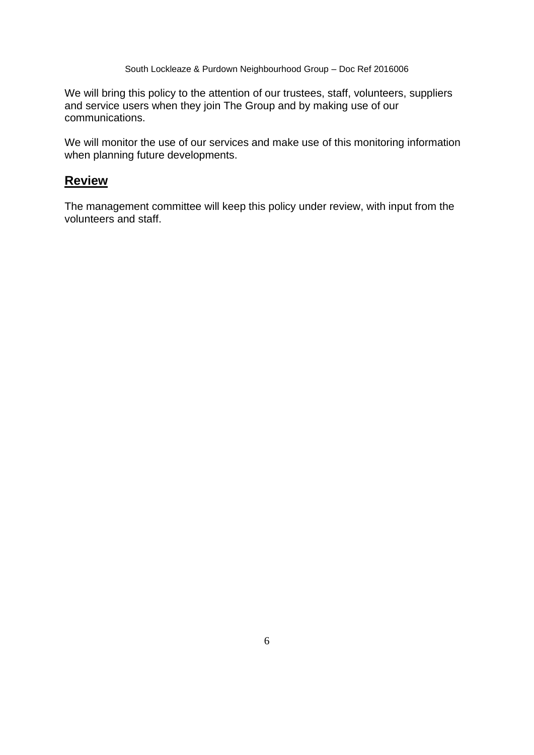We will bring this policy to the attention of our trustees, staff, volunteers, suppliers and service users when they join The Group and by making use of our communications.

We will monitor the use of our services and make use of this monitoring information when planning future developments.

## Review

The management committee will keep this policy under review, with input from the volunteers and staff.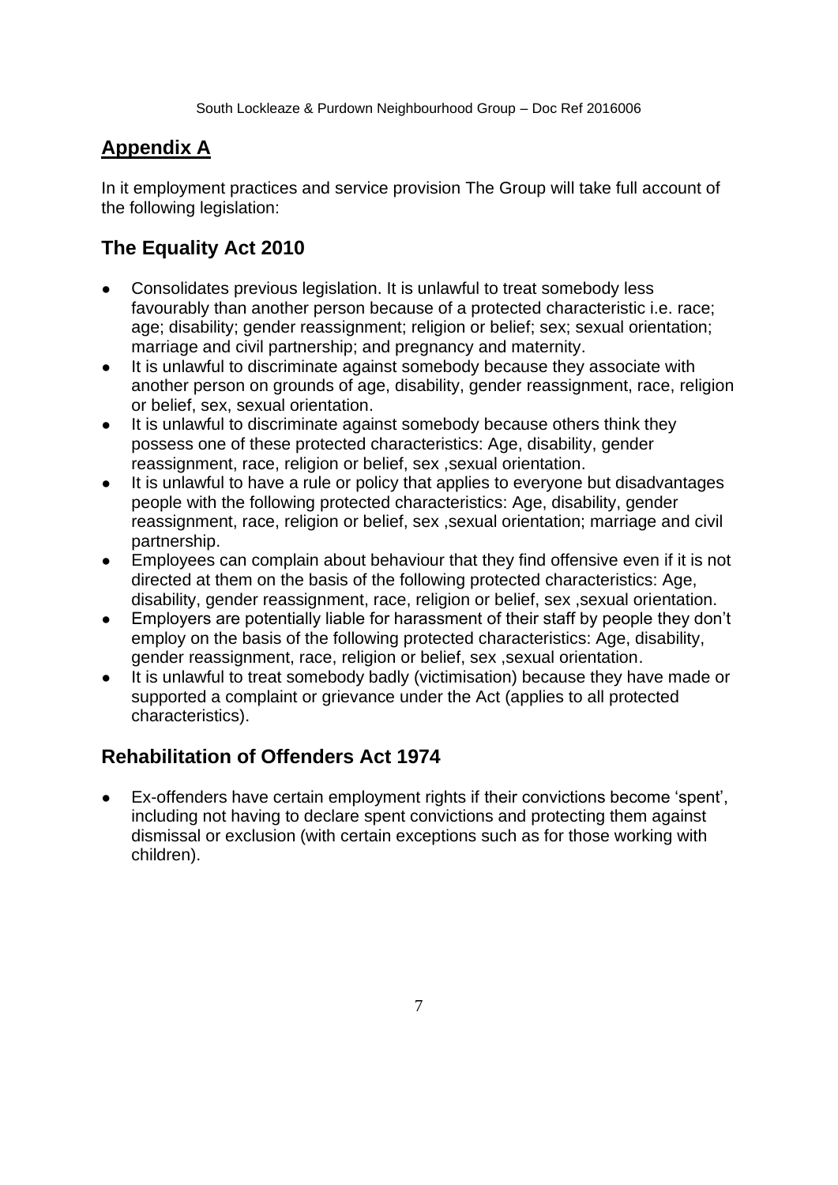## **Appendix A**

In it employment practices and service provision The Group will take full account of the following legislation:

## The Equality Act 2010

- Consolidates previous legislation. It is unlawful to treat somebody less favourably than another person because of a protected characteristic i.e. race; age; disability; gender reassignment; religion or belief; sex; sexual orientation; marriage and civil partnership; and pregnancy and maternity.
- It is unlawful to discriminate against somebody because they associate with another person on grounds of age, disability, gender reassignment, race, religion or belief, sex, sexual orientation.
- It is unlawful to discriminate against somebody because others think they possess one of these protected characteristics: Age, disability, gender reassignment, race, religion or belief, sex ,sexual orientation.
- It is unlawful to have a rule or policy that applies to everyone but disadvantages people with the following protected characteristics: Age, disability, gender reassignment, race, religion or belief, sex ,sexual orientation; marriage and civil partnership.
- Employees can complain about behaviour that they find offensive even if it is not directed at them on the basis of the following protected characteristics: Age, disability, gender reassignment, race, religion or belief, sex ,sexual orientation.
- Employers are potentially liable for harassment of their staff by people they don't employ on the basis of the following protected characteristics: Age, disability, gender reassignment, race, religion or belief, sex ,sexual orientation.
- It is unlawful to treat somebody badly (victimisation) because they have made or supported a complaint or grievance under the Act (applies to all protected characteristics).

## Rehabilitation of Offenders Act 1974

- Ex-offenders have certain employment rights if their convictions become 'spent', including not having to declare spent convictions and protecting them against dismissal or exclusion (with certain exceptions such as for those working with children).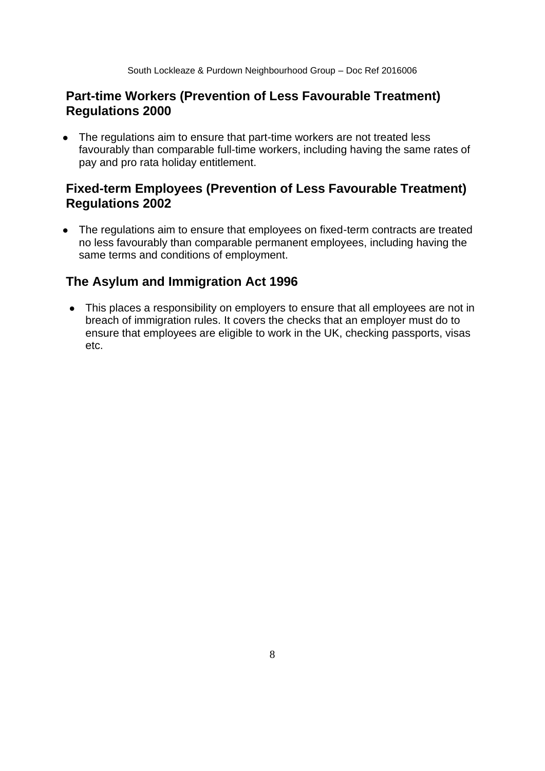## Part-time Workers (Prevention of Less Favourable Treatment) Regulations 2000

- The regulations aim to ensure that part-time workers are not treated less favourably than comparable full-time workers, including having the same rates of pay and pro rata holiday entitlement.

## Fixed-term Employees (Prevention of Less Favourable Treatment) Regulations 2002

- The regulations aim to ensure that employees on fixed-term contracts are treated no less favourably than comparable permanent employees, including having the same terms and conditions of employment.

## The Asylum and Immigration Act 1996

- This places a responsibility on employers to ensure that all employees are not in breach of immigration rules. It covers the checks that an employer must do to ensure that employees are eligible to work in the UK, checking passports, visas etc.